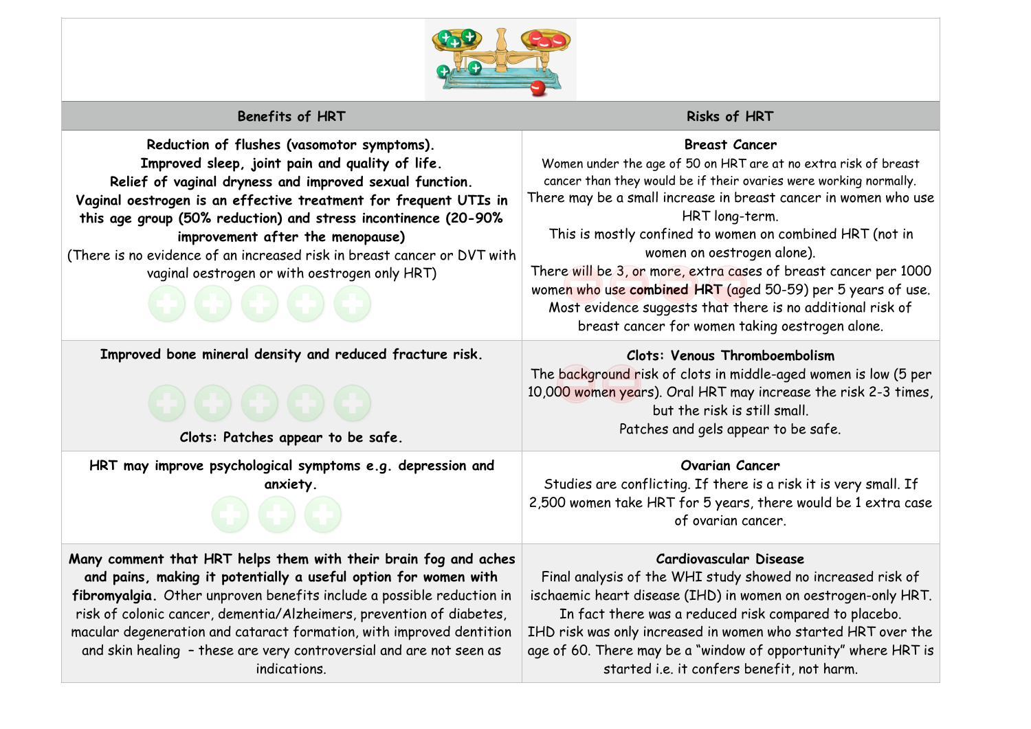| Benefits of HRT | Risks of HRT |
|---|---|
| **Reduction of flushes (vasomotor symptoms).** **Improved sleep, joint pain and quality of life.** **Relief of vaginal dryness and improved sexual function.** **Vaginal oestrogen is an effective treatment for frequent UTIs in this age group (50% reduction) and stress incontinence (20-90% improvement after the menopause)** (There is no evidence of an increased risk in breast cancer or DVT with vaginal oestrogen or with oestrogen only HRT) | **Breast Cancer** Women under the age of 50 on HRT are at no extra risk of breast cancer than they would be if their ovaries were working normally. There may be a small increase in breast cancer in women who use HRT long-term. This is mostly confined to women on combined HRT (not in women on oestrogen alone). There will be 3, or more, extra cases of breast cancer per 1000 women who use **combined HRT** (aged 50-59) per 5 years of use. Most evidence suggests that there is no additional risk of breast cancer for women taking oestrogen alone. |
| **Improved bone mineral density and reduced fracture risk.** **Clots: Patches appear to be safe.** | **Clots: Venous Thromboembolism** The background risk of clots in middle-aged women is low (5 per 10,000 women years). Oral HRT may increase the risk 2-3 times, but the risk is still small. Patches and gels appear to be safe. |
| **HRT may improve psychological symptoms e.g. depression and anxiety.** | **Ovarian Cancer** Studies are conflicting. If there is a risk it is very small. If 2,500 women take HRT for 5 years, there would be 1 extra case of ovarian cancer. |
| **Many comment that HRT helps them with their brain fog and aches and pains, making it potentially a useful option for women with fibromyalgia.** Other unproven benefits include a possible reduction in risk of colonic cancer, dementia/Alzheimers, prevention of diabetes, macular degeneration and cataract formation, with improved dentition and skin healing – these are very controversial and are not seen as indications. | **Cardiovascular Disease** Final analysis of the WHI study showed no increased risk of ischaemic heart disease (IHD) in women on oestrogen-only HRT. In fact there was a reduced risk compared to placebo. IHD risk was only increased in women who started HRT over the age of 60. There may be a "window of opportunity" where HRT is started i.e. it confers benefit, not harm. |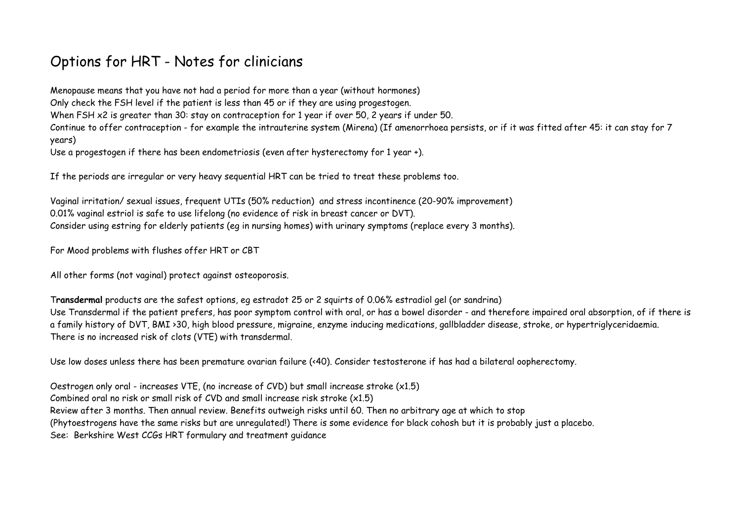# Options for HRT - Notes for clinicians

Menopause means that you have not had a period for more than a year (without hormones)
Only check the FSH level if the patient is less than 45 or if they are using progestogen.
When FSH x2 is greater than 30: stay on contraception for 1 year if over 50, 2 years if under 50.
Continue to offer contraception - for example the intrauterine system (Mirena) (If amenorrhoea persists, or if it was fitted after 45: it can stay for 7 years)
Use a progestogen if there has been endometriosis (even after hysterectomy for 1 year +).

If the periods are irregular or very heavy sequential HRT can be tried to treat these problems too.

Vaginal irritation/ sexual issues, frequent UTIs (50% reduction) and stress incontinence (20-90% improvement)
0.01% vaginal estriol is safe to use lifelong (no evidence of risk in breast cancer or DVT).
Consider using estring for elderly patients (eg in nursing homes) with urinary symptoms (replace every 3 months).

For Mood problems with flushes offer HRT or CBT

All other forms (not vaginal) protect against osteoporosis.

**Transdermal** products are the safest options, eg estradot 25 or 2 squirts of 0.06% estradiol gel (or sandrina)
Use Transdermal if the patient prefers, has poor symptom control with oral, or has a bowel disorder - and therefore impaired oral absorption, of if there is a family history of DVT, BMI >30, high blood pressure, migraine, enzyme inducing medications, gallbladder disease, stroke, or hypertriglyceridaemia.
There is no increased risk of clots (VTE) with transdermal.

Use low doses unless there has been premature ovarian failure (<40). Consider testosterone if has had a bilateral oopherectomy.

Oestrogen only oral - increases VTE, (no increase of CVD) but small increase stroke (x1.5)
Combined oral no risk or small risk of CVD and small increase risk stroke (x1.5)
Review after 3 months. Then annual review. Benefits outweigh risks until 60. Then no arbitrary age at which to stop
(Phytoestrogens have the same risks but are unregulated!) There is some evidence for black cohosh but it is probably just a placebo.
See: Berkshire West CCGs HRT formulary and treatment guidance